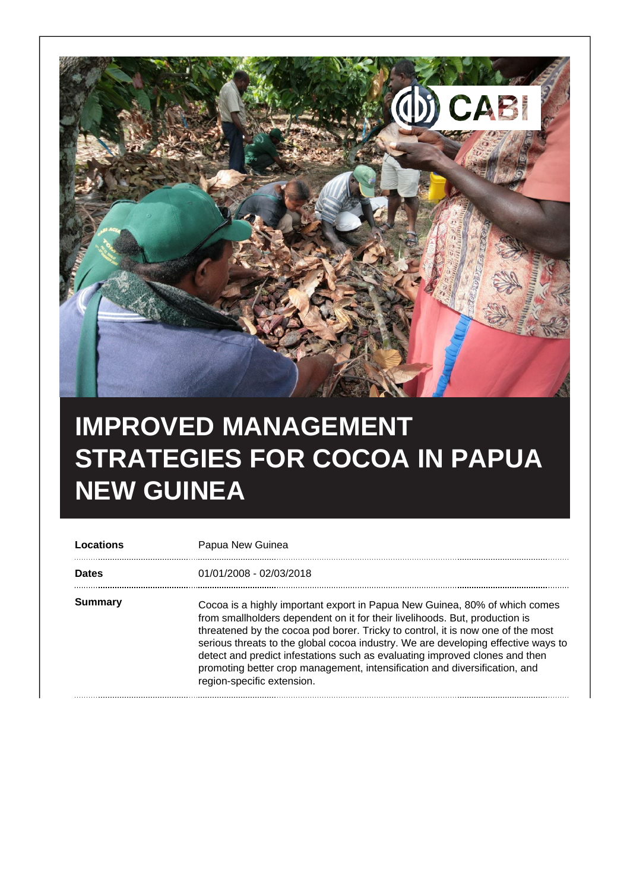# IMPROVED MANAGEMENT STRATEGIES FOR COCOA IN PAPUA NEW GUINEA

| | |
|---|---|
| **Locations** | Papua New Guinea |
| **Dates** | 01/01/2008 - 02/03/2018 |
| **Summary** | Cocoa is a highly important export in Papua New Guinea, 80% of which comes from smallholders dependent on it for their livelihoods. But, production is threatened by the cocoa pod borer. Tricky to control, it is now one of the most serious threats to the global cocoa industry. We are developing effective ways to detect and predict infestations such as evaluating improved clones and then promoting better crop management, intensification and diversification, and region-specific extension. |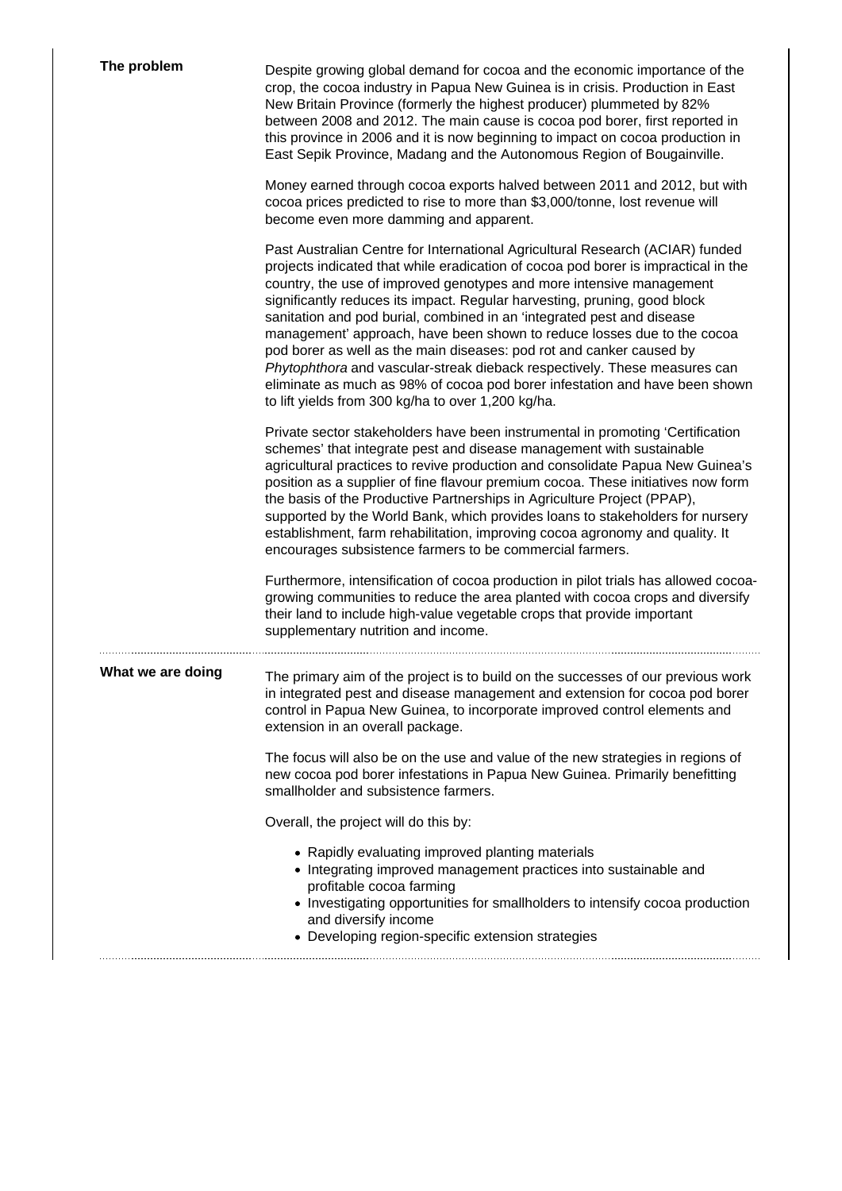## The problem

Despite growing global demand for cocoa and the economic importance of the crop, the cocoa industry in Papua New Guinea is in crisis. Production in East New Britain Province (formerly the highest producer) plummeted by 82% between 2008 and 2012. The main cause is cocoa pod borer, first reported in this province in 2006 and it is now beginning to impact on cocoa production in East Sepik Province, Madang and the Autonomous Region of Bougainville.

Money earned through cocoa exports halved between 2011 and 2012, but with cocoa prices predicted to rise to more than $3,000/tonne, lost revenue will become even more damming and apparent.

Past Australian Centre for International Agricultural Research (ACIAR) funded projects indicated that while eradication of cocoa pod borer is impractical in the country, the use of improved genotypes and more intensive management significantly reduces its impact. Regular harvesting, pruning, good block sanitation and pod burial, combined in an 'integrated pest and disease management' approach, have been shown to reduce losses due to the cocoa pod borer as well as the main diseases: pod rot and canker caused by *Phytophthora* and vascular-streak dieback respectively. These measures can eliminate as much as 98% of cocoa pod borer infestation and have been shown to lift yields from 300 kg/ha to over 1,200 kg/ha.

Private sector stakeholders have been instrumental in promoting 'Certification schemes' that integrate pest and disease management with sustainable agricultural practices to revive production and consolidate Papua New Guinea's position as a supplier of fine flavour premium cocoa. These initiatives now form the basis of the Productive Partnerships in Agriculture Project (PPAP), supported by the World Bank, which provides loans to stakeholders for nursery establishment, farm rehabilitation, improving cocoa agronomy and quality. It encourages subsistence farmers to be commercial farmers.

Furthermore, intensification of cocoa production in pilot trials has allowed cocoa-growing communities to reduce the area planted with cocoa crops and diversify their land to include high-value vegetable crops that provide important supplementary nutrition and income.

## What we are doing

The primary aim of the project is to build on the successes of our previous work in integrated pest and disease management and extension for cocoa pod borer control in Papua New Guinea, to incorporate improved control elements and extension in an overall package.

The focus will also be on the use and value of the new strategies in regions of new cocoa pod borer infestations in Papua New Guinea. Primarily benefitting smallholder and subsistence farmers.

Overall, the project will do this by:

- Rapidly evaluating improved planting materials
- Integrating improved management practices into sustainable and profitable cocoa farming
- Investigating opportunities for smallholders to intensify cocoa production and diversify income
- Developing region-specific extension strategies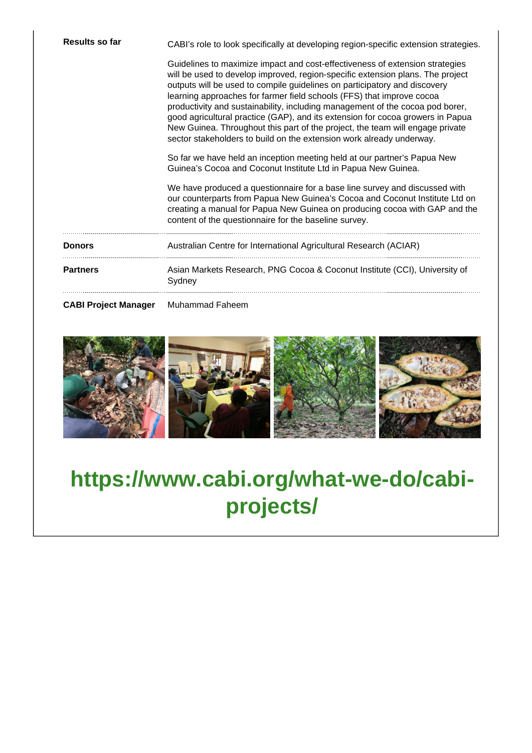**Results so far**

CABI's role to look specifically at developing region-specific extension strategies.

Guidelines to maximize impact and cost-effectiveness of extension strategies will be used to develop improved, region-specific extension plans. The project outputs will be used to compile guidelines on participatory and discovery learning approaches for farmer field schools (FFS) that improve cocoa productivity and sustainability, including management of the cocoa pod borer, good agricultural practice (GAP), and its extension for cocoa growers in Papua New Guinea. Throughout this part of the project, the team will engage private sector stakeholders to build on the extension work already underway.

So far we have held an inception meeting held at our partner's Papua New Guinea's Cocoa and Coconut Institute Ltd in Papua New Guinea.

We have produced a questionnaire for a base line survey and discussed with our counterparts from Papua New Guinea's Cocoa and Coconut Institute Ltd on creating a manual for Papua New Guinea on producing cocoa with GAP and the content of the questionnaire for the baseline survey.

**Donors**

Australian Centre for International Agricultural Research (ACIAR)

**Partners**

Asian Markets Research, PNG Cocoa & Coconut Institute (CCI), University of Sydney

**CABI Project Manager**

Muhammad Faheem

## https://www.cabi.org/what-we-do/cabi-projects/